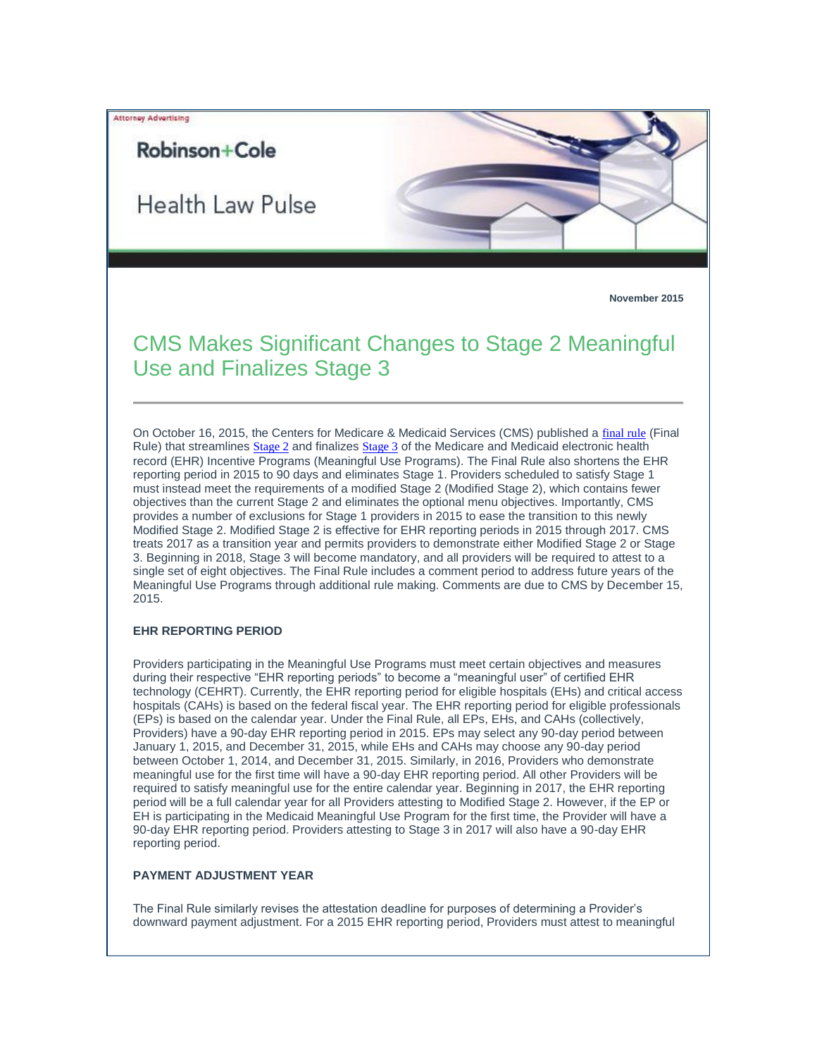Attorney Advertising

Robinson+Cole

Health Law Pulse

**November 2015**

# CMS Makes Significant Changes to Stage 2 Meaningful Use and Finalizes Stage 3

On October 16, 2015, the Centers for Medicare & Medicaid Services (CMS) published a final rule (Final Rule) that streamlines Stage 2 and finalizes Stage 3 of the Medicare and Medicaid electronic health record (EHR) Incentive Programs (Meaningful Use Programs). The Final Rule also shortens the EHR reporting period in 2015 to 90 days and eliminates Stage 1. Providers scheduled to satisfy Stage 1 must instead meet the requirements of a modified Stage 2 (Modified Stage 2), which contains fewer objectives than the current Stage 2 and eliminates the optional menu objectives. Importantly, CMS provides a number of exclusions for Stage 1 providers in 2015 to ease the transition to this newly Modified Stage 2. Modified Stage 2 is effective for EHR reporting periods in 2015 through 2017. CMS treats 2017 as a transition year and permits providers to demonstrate either Modified Stage 2 or Stage 3. Beginning in 2018, Stage 3 will become mandatory, and all providers will be required to attest to a single set of eight objectives. The Final Rule includes a comment period to address future years of the Meaningful Use Programs through additional rule making. Comments are due to CMS by December 15, 2015.

**EHR REPORTING PERIOD**

Providers participating in the Meaningful Use Programs must meet certain objectives and measures during their respective "EHR reporting periods" to become a "meaningful user" of certified EHR technology (CEHRT). Currently, the EHR reporting period for eligible hospitals (EHs) and critical access hospitals (CAHs) is based on the federal fiscal year. The EHR reporting period for eligible professionals (EPs) is based on the calendar year. Under the Final Rule, all EPs, EHs, and CAHs (collectively, Providers) have a 90-day EHR reporting period in 2015. EPs may select any 90-day period between January 1, 2015, and December 31, 2015, while EHs and CAHs may choose any 90-day period between October 1, 2014, and December 31, 2015. Similarly, in 2016, Providers who demonstrate meaningful use for the first time will have a 90-day EHR reporting period. All other Providers will be required to satisfy meaningful use for the entire calendar year. Beginning in 2017, the EHR reporting period will be a full calendar year for all Providers attesting to Modified Stage 2. However, if the EP or EH is participating in the Medicaid Meaningful Use Program for the first time, the Provider will have a 90-day EHR reporting period. Providers attesting to Stage 3 in 2017 will also have a 90-day EHR reporting period.

**PAYMENT ADJUSTMENT YEAR**

The Final Rule similarly revises the attestation deadline for purposes of determining a Provider's downward payment adjustment. For a 2015 EHR reporting period, Providers must attest to meaningful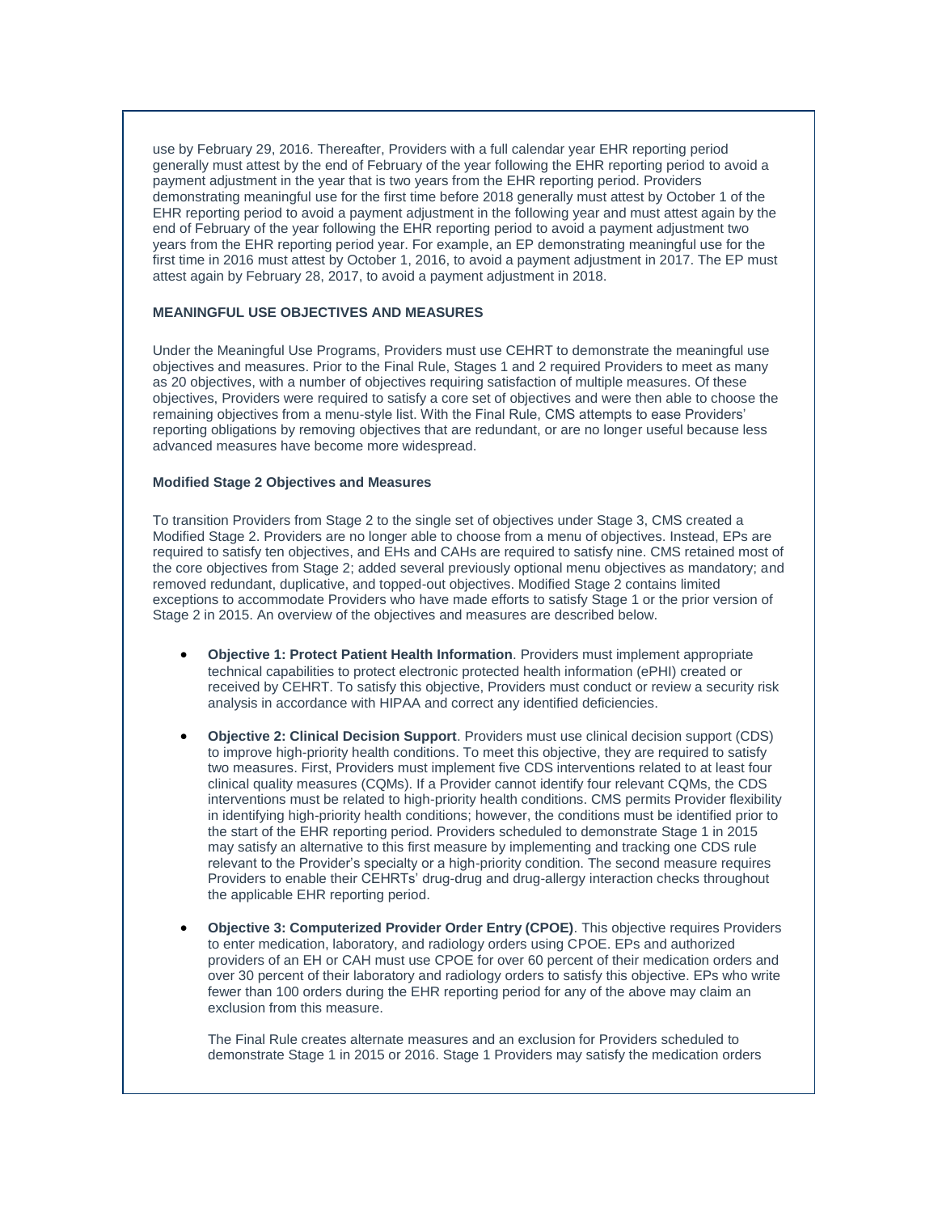use by February 29, 2016. Thereafter, Providers with a full calendar year EHR reporting period generally must attest by the end of February of the year following the EHR reporting period to avoid a payment adjustment in the year that is two years from the EHR reporting period. Providers demonstrating meaningful use for the first time before 2018 generally must attest by October 1 of the EHR reporting period to avoid a payment adjustment in the following year and must attest again by the end of February of the year following the EHR reporting period to avoid a payment adjustment two years from the EHR reporting period year. For example, an EP demonstrating meaningful use for the first time in 2016 must attest by October 1, 2016, to avoid a payment adjustment in 2017. The EP must attest again by February 28, 2017, to avoid a payment adjustment in 2018.

## MEANINGFUL USE OBJECTIVES AND MEASURES

Under the Meaningful Use Programs, Providers must use CEHRT to demonstrate the meaningful use objectives and measures. Prior to the Final Rule, Stages 1 and 2 required Providers to meet as many as 20 objectives, with a number of objectives requiring satisfaction of multiple measures. Of these objectives, Providers were required to satisfy a core set of objectives and were then able to choose the remaining objectives from a menu-style list. With the Final Rule, CMS attempts to ease Providers' reporting obligations by removing objectives that are redundant, or are no longer useful because less advanced measures have become more widespread.

### Modified Stage 2 Objectives and Measures

To transition Providers from Stage 2 to the single set of objectives under Stage 3, CMS created a Modified Stage 2. Providers are no longer able to choose from a menu of objectives. Instead, EPs are required to satisfy ten objectives, and EHs and CAHs are required to satisfy nine. CMS retained most of the core objectives from Stage 2; added several previously optional menu objectives as mandatory; and removed redundant, duplicative, and topped-out objectives. Modified Stage 2 contains limited exceptions to accommodate Providers who have made efforts to satisfy Stage 1 or the prior version of Stage 2 in 2015. An overview of the objectives and measures are described below.

- **Objective 1: Protect Patient Health Information**. Providers must implement appropriate technical capabilities to protect electronic protected health information (ePHI) created or received by CEHRT. To satisfy this objective, Providers must conduct or review a security risk analysis in accordance with HIPAA and correct any identified deficiencies.

- **Objective 2: Clinical Decision Support**. Providers must use clinical decision support (CDS) to improve high-priority health conditions. To meet this objective, they are required to satisfy two measures. First, Providers must implement five CDS interventions related to at least four clinical quality measures (CQMs). If a Provider cannot identify four relevant CQMs, the CDS interventions must be related to high-priority health conditions. CMS permits Provider flexibility in identifying high-priority health conditions; however, the conditions must be identified prior to the start of the EHR reporting period. Providers scheduled to demonstrate Stage 1 in 2015 may satisfy an alternative to this first measure by implementing and tracking one CDS rule relevant to the Provider's specialty or a high-priority condition. The second measure requires Providers to enable their CEHRTs' drug-drug and drug-allergy interaction checks throughout the applicable EHR reporting period.

- **Objective 3: Computerized Provider Order Entry (CPOE)**. This objective requires Providers to enter medication, laboratory, and radiology orders using CPOE. EPs and authorized providers of an EH or CAH must use CPOE for over 60 percent of their medication orders and over 30 percent of their laboratory and radiology orders to satisfy this objective. EPs who write fewer than 100 orders during the EHR reporting period for any of the above may claim an exclusion from this measure.

  The Final Rule creates alternate measures and an exclusion for Providers scheduled to demonstrate Stage 1 in 2015 or 2016. Stage 1 Providers may satisfy the medication orders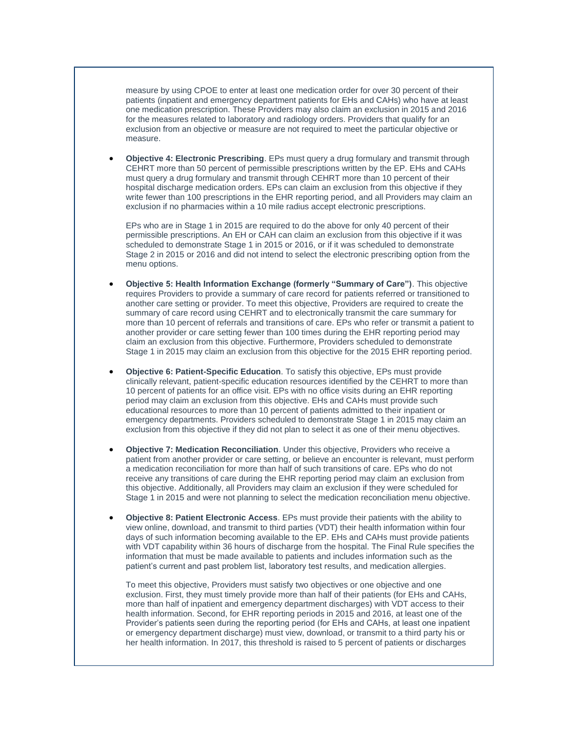measure by using CPOE to enter at least one medication order for over 30 percent of their patients (inpatient and emergency department patients for EHs and CAHs) who have at least one medication prescription. These Providers may also claim an exclusion in 2015 and 2016 for the measures related to laboratory and radiology orders. Providers that qualify for an exclusion from an objective or measure are not required to meet the particular objective or measure.

- **Objective 4: Electronic Prescribing**. EPs must query a drug formulary and transmit through CEHRT more than 50 percent of permissible prescriptions written by the EP. EHs and CAHs must query a drug formulary and transmit through CEHRT more than 10 percent of their hospital discharge medication orders. EPs can claim an exclusion from this objective if they write fewer than 100 prescriptions in the EHR reporting period, and all Providers may claim an exclusion if no pharmacies within a 10 mile radius accept electronic prescriptions.

  EPs who are in Stage 1 in 2015 are required to do the above for only 40 percent of their permissible prescriptions. An EH or CAH can claim an exclusion from this objective if it was scheduled to demonstrate Stage 1 in 2015 or 2016, or if it was scheduled to demonstrate Stage 2 in 2015 or 2016 and did not intend to select the electronic prescribing option from the menu options.

- **Objective 5: Health Information Exchange (formerly "Summary of Care")**. This objective requires Providers to provide a summary of care record for patients referred or transitioned to another care setting or provider. To meet this objective, Providers are required to create the summary of care record using CEHRT and to electronically transmit the care summary for more than 10 percent of referrals and transitions of care. EPs who refer or transmit a patient to another provider or care setting fewer than 100 times during the EHR reporting period may claim an exclusion from this objective. Furthermore, Providers scheduled to demonstrate Stage 1 in 2015 may claim an exclusion from this objective for the 2015 EHR reporting period.

- **Objective 6: Patient-Specific Education**. To satisfy this objective, EPs must provide clinically relevant, patient-specific education resources identified by the CEHRT to more than 10 percent of patients for an office visit. EPs with no office visits during an EHR reporting period may claim an exclusion from this objective. EHs and CAHs must provide such educational resources to more than 10 percent of patients admitted to their inpatient or emergency departments. Providers scheduled to demonstrate Stage 1 in 2015 may claim an exclusion from this objective if they did not plan to select it as one of their menu objectives.

- **Objective 7: Medication Reconciliation**. Under this objective, Providers who receive a patient from another provider or care setting, or believe an encounter is relevant, must perform a medication reconciliation for more than half of such transitions of care. EPs who do not receive any transitions of care during the EHR reporting period may claim an exclusion from this objective. Additionally, all Providers may claim an exclusion if they were scheduled for Stage 1 in 2015 and were not planning to select the medication reconciliation menu objective.

- **Objective 8: Patient Electronic Access**. EPs must provide their patients with the ability to view online, download, and transmit to third parties (VDT) their health information within four days of such information becoming available to the EP. EHs and CAHs must provide patients with VDT capability within 36 hours of discharge from the hospital. The Final Rule specifies the information that must be made available to patients and includes information such as the patient's current and past problem list, laboratory test results, and medication allergies.

  To meet this objective, Providers must satisfy two objectives or one objective and one exclusion. First, they must timely provide more than half of their patients (for EHs and CAHs, more than half of inpatient and emergency department discharges) with VDT access to their health information. Second, for EHR reporting periods in 2015 and 2016, at least one of the Provider's patients seen during the reporting period (for EHs and CAHs, at least one inpatient or emergency department discharge) must view, download, or transmit to a third party his or her health information. In 2017, this threshold is raised to 5 percent of patients or discharges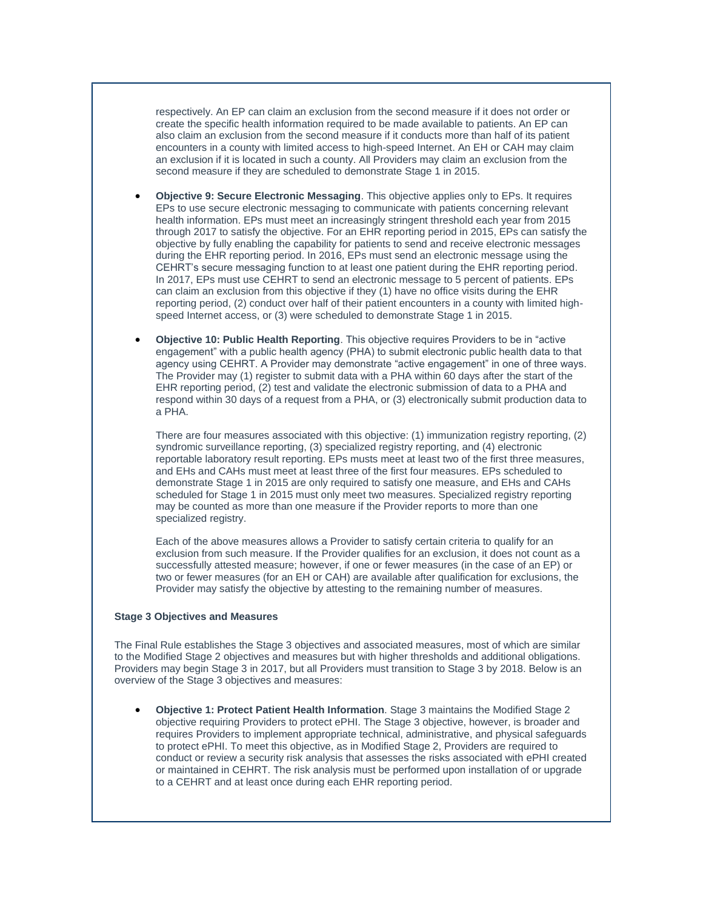respectively. An EP can claim an exclusion from the second measure if it does not order or create the specific health information required to be made available to patients. An EP can also claim an exclusion from the second measure if it conducts more than half of its patient encounters in a county with limited access to high-speed Internet. An EH or CAH may claim an exclusion if it is located in such a county. All Providers may claim an exclusion from the second measure if they are scheduled to demonstrate Stage 1 in 2015.

- **Objective 9: Secure Electronic Messaging**. This objective applies only to EPs. It requires EPs to use secure electronic messaging to communicate with patients concerning relevant health information. EPs must meet an increasingly stringent threshold each year from 2015 through 2017 to satisfy the objective. For an EHR reporting period in 2015, EPs can satisfy the objective by fully enabling the capability for patients to send and receive electronic messages during the EHR reporting period. In 2016, EPs must send an electronic message using the CEHRT's secure messaging function to at least one patient during the EHR reporting period. In 2017, EPs must use CEHRT to send an electronic message to 5 percent of patients. EPs can claim an exclusion from this objective if they (1) have no office visits during the EHR reporting period, (2) conduct over half of their patient encounters in a county with limited high-speed Internet access, or (3) were scheduled to demonstrate Stage 1 in 2015.

- **Objective 10: Public Health Reporting**. This objective requires Providers to be in "active engagement" with a public health agency (PHA) to submit electronic public health data to that agency using CEHRT. A Provider may demonstrate "active engagement" in one of three ways. The Provider may (1) register to submit data with a PHA within 60 days after the start of the EHR reporting period, (2) test and validate the electronic submission of data to a PHA and respond within 30 days of a request from a PHA, or (3) electronically submit production data to a PHA.

  There are four measures associated with this objective: (1) immunization registry reporting, (2) syndromic surveillance reporting, (3) specialized registry reporting, and (4) electronic reportable laboratory result reporting. EPs musts meet at least two of the first three measures, and EHs and CAHs must meet at least three of the first four measures. EPs scheduled to demonstrate Stage 1 in 2015 are only required to satisfy one measure, and EHs and CAHs scheduled for Stage 1 in 2015 must only meet two measures. Specialized registry reporting may be counted as more than one measure if the Provider reports to more than one specialized registry.

  Each of the above measures allows a Provider to satisfy certain criteria to qualify for an exclusion from such measure. If the Provider qualifies for an exclusion, it does not count as a successfully attested measure; however, if one or fewer measures (in the case of an EP) or two or fewer measures (for an EH or CAH) are available after qualification for exclusions, the Provider may satisfy the objective by attesting to the remaining number of measures.

**Stage 3 Objectives and Measures**

The Final Rule establishes the Stage 3 objectives and associated measures, most of which are similar to the Modified Stage 2 objectives and measures but with higher thresholds and additional obligations. Providers may begin Stage 3 in 2017, but all Providers must transition to Stage 3 by 2018. Below is an overview of the Stage 3 objectives and measures:

- **Objective 1: Protect Patient Health Information**. Stage 3 maintains the Modified Stage 2 objective requiring Providers to protect ePHI. The Stage 3 objective, however, is broader and requires Providers to implement appropriate technical, administrative, and physical safeguards to protect ePHI. To meet this objective, as in Modified Stage 2, Providers are required to conduct or review a security risk analysis that assesses the risks associated with ePHI created or maintained in CEHRT. The risk analysis must be performed upon installation of or upgrade to a CEHRT and at least once during each EHR reporting period.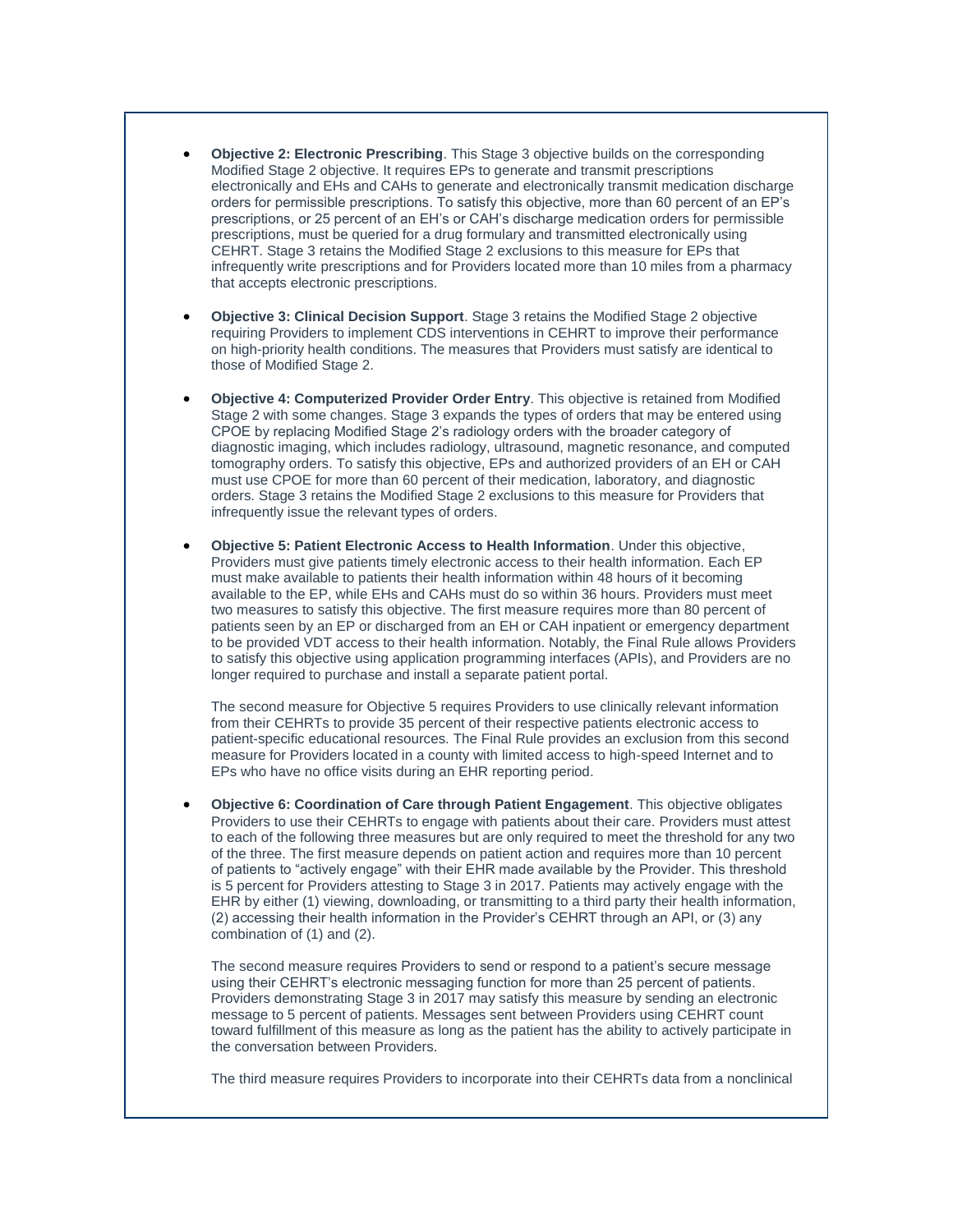- **Objective 2: Electronic Prescribing**. This Stage 3 objective builds on the corresponding Modified Stage 2 objective. It requires EPs to generate and transmit prescriptions electronically and EHs and CAHs to generate and electronically transmit medication discharge orders for permissible prescriptions. To satisfy this objective, more than 60 percent of an EP's prescriptions, or 25 percent of an EH's or CAH's discharge medication orders for permissible prescriptions, must be queried for a drug formulary and transmitted electronically using CEHRT. Stage 3 retains the Modified Stage 2 exclusions to this measure for EPs that infrequently write prescriptions and for Providers located more than 10 miles from a pharmacy that accepts electronic prescriptions.

- **Objective 3: Clinical Decision Support**. Stage 3 retains the Modified Stage 2 objective requiring Providers to implement CDS interventions in CEHRT to improve their performance on high-priority health conditions. The measures that Providers must satisfy are identical to those of Modified Stage 2.

- **Objective 4: Computerized Provider Order Entry**. This objective is retained from Modified Stage 2 with some changes. Stage 3 expands the types of orders that may be entered using CPOE by replacing Modified Stage 2's radiology orders with the broader category of diagnostic imaging, which includes radiology, ultrasound, magnetic resonance, and computed tomography orders. To satisfy this objective, EPs and authorized providers of an EH or CAH must use CPOE for more than 60 percent of their medication, laboratory, and diagnostic orders. Stage 3 retains the Modified Stage 2 exclusions to this measure for Providers that infrequently issue the relevant types of orders.

- **Objective 5: Patient Electronic Access to Health Information**. Under this objective, Providers must give patients timely electronic access to their health information. Each EP must make available to patients their health information within 48 hours of it becoming available to the EP, while EHs and CAHs must do so within 36 hours. Providers must meet two measures to satisfy this objective. The first measure requires more than 80 percent of patients seen by an EP or discharged from an EH or CAH inpatient or emergency department to be provided VDT access to their health information. Notably, the Final Rule allows Providers to satisfy this objective using application programming interfaces (APIs), and Providers are no longer required to purchase and install a separate patient portal.

  The second measure for Objective 5 requires Providers to use clinically relevant information from their CEHRTs to provide 35 percent of their respective patients electronic access to patient-specific educational resources. The Final Rule provides an exclusion from this second measure for Providers located in a county with limited access to high-speed Internet and to EPs who have no office visits during an EHR reporting period.

- **Objective 6: Coordination of Care through Patient Engagement**. This objective obligates Providers to use their CEHRTs to engage with patients about their care. Providers must attest to each of the following three measures but are only required to meet the threshold for any two of the three. The first measure depends on patient action and requires more than 10 percent of patients to "actively engage" with their EHR made available by the Provider. This threshold is 5 percent for Providers attesting to Stage 3 in 2017. Patients may actively engage with the EHR by either (1) viewing, downloading, or transmitting to a third party their health information, (2) accessing their health information in the Provider's CEHRT through an API, or (3) any combination of (1) and (2).

  The second measure requires Providers to send or respond to a patient's secure message using their CEHRT's electronic messaging function for more than 25 percent of patients. Providers demonstrating Stage 3 in 2017 may satisfy this measure by sending an electronic message to 5 percent of patients. Messages sent between Providers using CEHRT count toward fulfillment of this measure as long as the patient has the ability to actively participate in the conversation between Providers.

  The third measure requires Providers to incorporate into their CEHRTs data from a nonclinical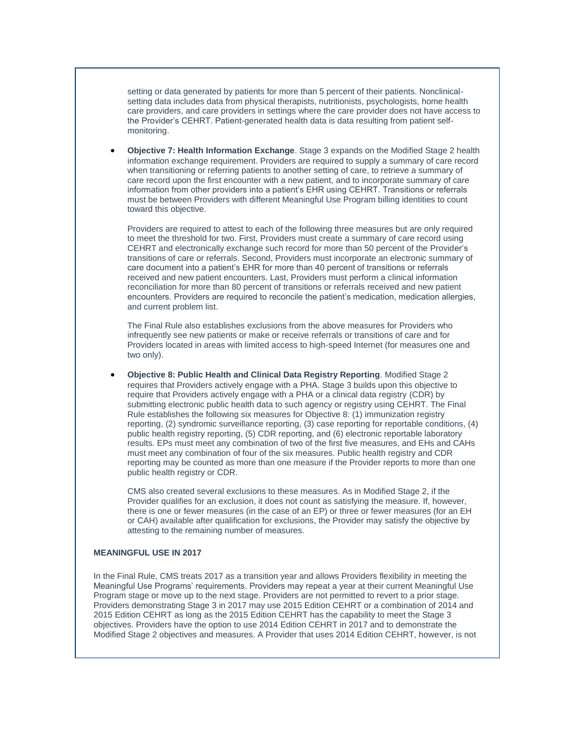setting or data generated by patients for more than 5 percent of their patients. Nonclinical-setting data includes data from physical therapists, nutritionists, psychologists, home health care providers, and care providers in settings where the care provider does not have access to the Provider's CEHRT. Patient-generated health data is data resulting from patient self-monitoring.

- **Objective 7: Health Information Exchange**. Stage 3 expands on the Modified Stage 2 health information exchange requirement. Providers are required to supply a summary of care record when transitioning or referring patients to another setting of care, to retrieve a summary of care record upon the first encounter with a new patient, and to incorporate summary of care information from other providers into a patient's EHR using CEHRT. Transitions or referrals must be between Providers with different Meaningful Use Program billing identities to count toward this objective.

  Providers are required to attest to each of the following three measures but are only required to meet the threshold for two. First, Providers must create a summary of care record using CEHRT and electronically exchange such record for more than 50 percent of the Provider's transitions of care or referrals. Second, Providers must incorporate an electronic summary of care document into a patient's EHR for more than 40 percent of transitions or referrals received and new patient encounters. Last, Providers must perform a clinical information reconciliation for more than 80 percent of transitions or referrals received and new patient encounters. Providers are required to reconcile the patient's medication, medication allergies, and current problem list.

  The Final Rule also establishes exclusions from the above measures for Providers who infrequently see new patients or make or receive referrals or transitions of care and for Providers located in areas with limited access to high-speed Internet (for measures one and two only).

- **Objective 8: Public Health and Clinical Data Registry Reporting**. Modified Stage 2 requires that Providers actively engage with a PHA. Stage 3 builds upon this objective to require that Providers actively engage with a PHA or a clinical data registry (CDR) by submitting electronic public health data to such agency or registry using CEHRT. The Final Rule establishes the following six measures for Objective 8: (1) immunization registry reporting, (2) syndromic surveillance reporting, (3) case reporting for reportable conditions, (4) public health registry reporting, (5) CDR reporting, and (6) electronic reportable laboratory results. EPs must meet any combination of two of the first five measures, and EHs and CAHs must meet any combination of four of the six measures. Public health registry and CDR reporting may be counted as more than one measure if the Provider reports to more than one public health registry or CDR.

  CMS also created several exclusions to these measures. As in Modified Stage 2, if the Provider qualifies for an exclusion, it does not count as satisfying the measure. If, however, there is one or fewer measures (in the case of an EP) or three or fewer measures (for an EH or CAH) available after qualification for exclusions, the Provider may satisfy the objective by attesting to the remaining number of measures.

**MEANINGFUL USE IN 2017**

In the Final Rule, CMS treats 2017 as a transition year and allows Providers flexibility in meeting the Meaningful Use Programs' requirements. Providers may repeat a year at their current Meaningful Use Program stage or move up to the next stage. Providers are not permitted to revert to a prior stage. Providers demonstrating Stage 3 in 2017 may use 2015 Edition CEHRT or a combination of 2014 and 2015 Edition CEHRT as long as the 2015 Edition CEHRT has the capability to meet the Stage 3 objectives. Providers have the option to use 2014 Edition CEHRT in 2017 and to demonstrate the Modified Stage 2 objectives and measures. A Provider that uses 2014 Edition CEHRT, however, is not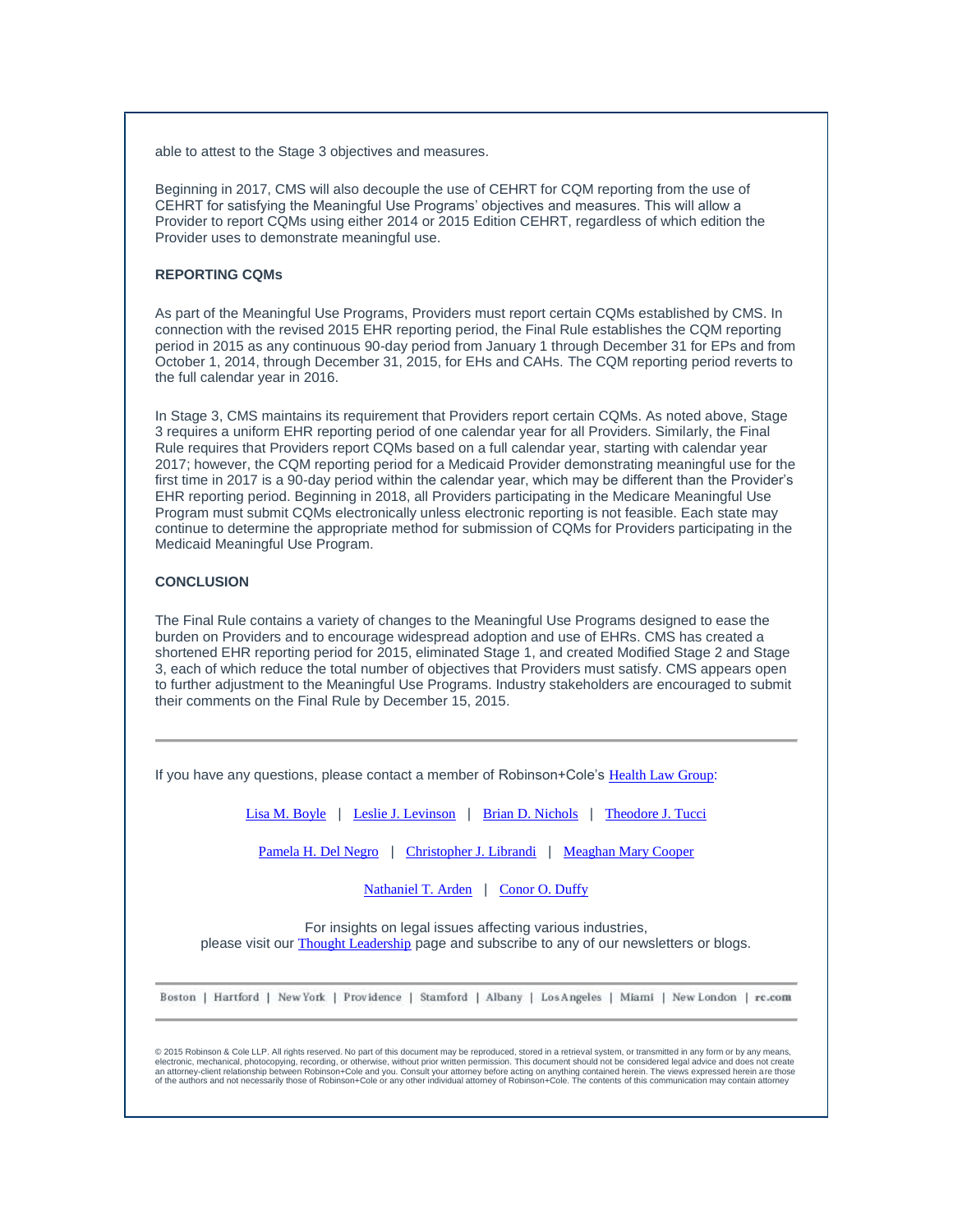able to attest to the Stage 3 objectives and measures.

Beginning in 2017, CMS will also decouple the use of CEHRT for CQM reporting from the use of CEHRT for satisfying the Meaningful Use Programs' objectives and measures. This will allow a Provider to report CQMs using either 2014 or 2015 Edition CEHRT, regardless of which edition the Provider uses to demonstrate meaningful use.

**REPORTING CQMs**

As part of the Meaningful Use Programs, Providers must report certain CQMs established by CMS. In connection with the revised 2015 EHR reporting period, the Final Rule establishes the CQM reporting period in 2015 as any continuous 90-day period from January 1 through December 31 for EPs and from October 1, 2014, through December 31, 2015, for EHs and CAHs. The CQM reporting period reverts to the full calendar year in 2016.

In Stage 3, CMS maintains its requirement that Providers report certain CQMs. As noted above, Stage 3 requires a uniform EHR reporting period of one calendar year for all Providers. Similarly, the Final Rule requires that Providers report CQMs based on a full calendar year, starting with calendar year 2017; however, the CQM reporting period for a Medicaid Provider demonstrating meaningful use for the first time in 2017 is a 90-day period within the calendar year, which may be different than the Provider's EHR reporting period. Beginning in 2018, all Providers participating in the Medicare Meaningful Use Program must submit CQMs electronically unless electronic reporting is not feasible. Each state may continue to determine the appropriate method for submission of CQMs for Providers participating in the Medicaid Meaningful Use Program.

**CONCLUSION**

The Final Rule contains a variety of changes to the Meaningful Use Programs designed to ease the burden on Providers and to encourage widespread adoption and use of EHRs. CMS has created a shortened EHR reporting period for 2015, eliminated Stage 1, and created Modified Stage 2 and Stage 3, each of which reduce the total number of objectives that Providers must satisfy. CMS appears open to further adjustment to the Meaningful Use Programs. Industry stakeholders are encouraged to submit their comments on the Final Rule by December 15, 2015.

---

If you have any questions, please contact a member of Robinson+Cole's Health Law Group:

Lisa M. Boyle | Leslie J. Levinson | Brian D. Nichols | Theodore J. Tucci

Pamela H. Del Negro | Christopher J. Librandi | Meaghan Mary Cooper

Nathaniel T. Arden | Conor O. Duffy

For insights on legal issues affecting various industries,
please visit our Thought Leadership page and subscribe to any of our newsletters or blogs.

---

Boston | Hartford | New York | Providence | Stamford | Albany | Los Angeles | Miami | New London | rc.com

---

© 2015 Robinson & Cole LLP. All rights reserved. No part of this document may be reproduced, stored in a retrieval system, or transmitted in any form or by any means, electronic, mechanical, photocopying, recording, or otherwise, without prior written permission. This document should not be considered legal advice and does not create an attorney-client relationship between Robinson+Cole and you. Consult your attorney before acting on anything contained herein. The views expressed herein are those of the authors and not necessarily those of Robinson+Cole or any other individual attorney of Robinson+Cole. The contents of this communication may contain attorney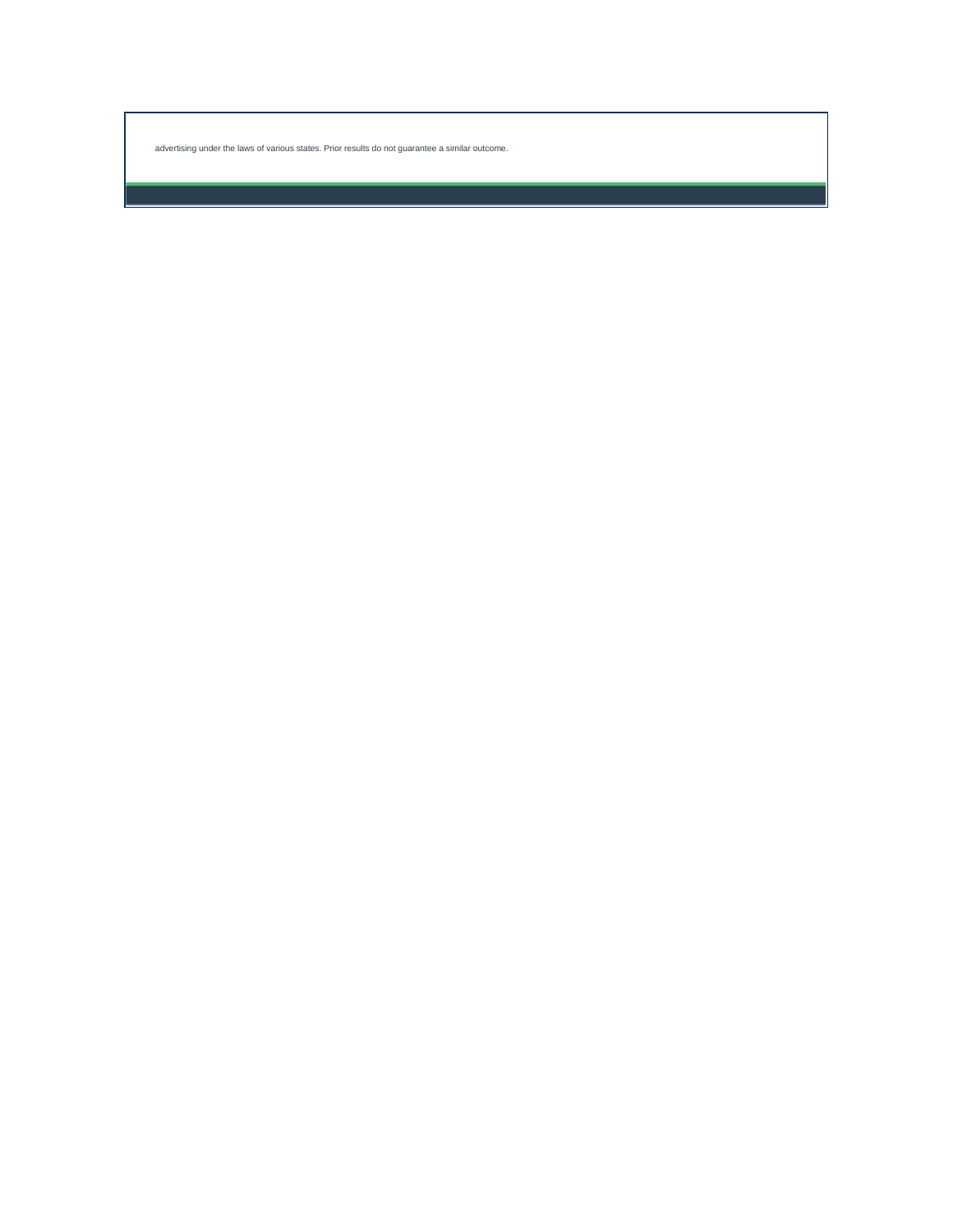advertising under the laws of various states. Prior results do not guarantee a similar outcome.